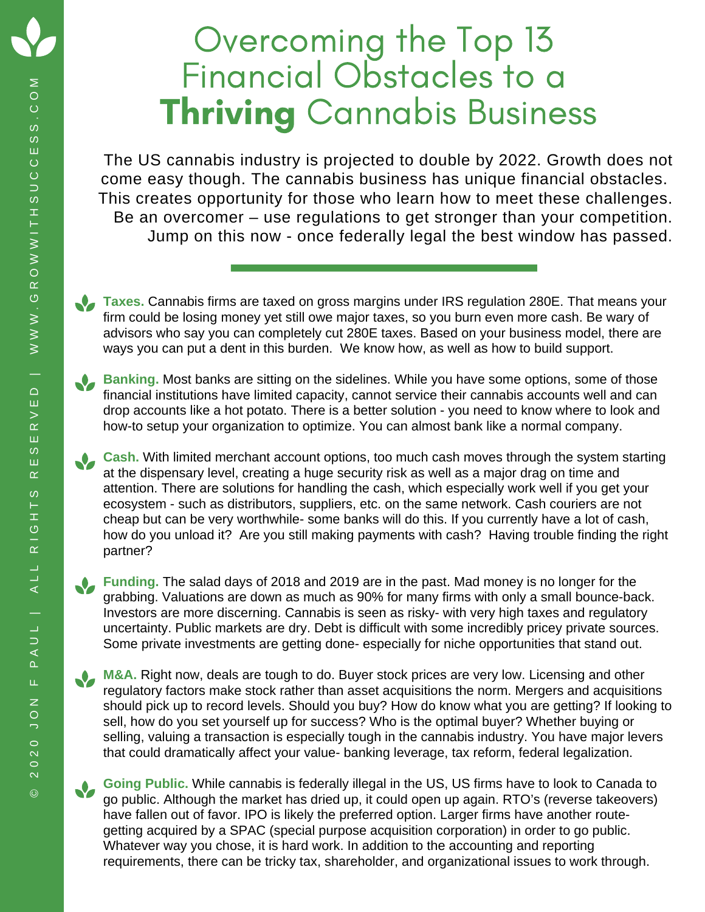# Overcoming the Top 13 Financial Obstacles to a **Thriving** Cannabis Business

The US cannabis industry is projected to double by 2022. Growth does not come easy though. The cannabis business has unique financial obstacles. This creates opportunity for those who learn how to meet these challenges. Be an overcomer – use regulations to get stronger than your competition. Jump on this now - once federally legal the best window has passed.

---

- **Taxes.** Cannabis firms are taxed on gross margins under IRS regulation 280E. That means your firm could be losing money yet still owe major taxes, so you burn even more cash. Be wary of advisors who say you can completely cut 280E taxes. Based on your business model, there are ways you can put a dent in this burden. We know how, as well as how to build support.

- **Banking.** Most banks are sitting on the sidelines. While you have some options, some of those financial institutions have limited capacity, cannot service their cannabis accounts well and can drop accounts like a hot potato. There is a better solution - you need to know where to look and how-to setup your organization to optimize. You can almost bank like a normal company.

- **Cash.** With limited merchant account options, too much cash moves through the system starting at the dispensary level, creating a huge security risk as well as a major drag on time and attention. There are solutions for handling the cash, which especially work well if you get your ecosystem - such as distributors, suppliers, etc. on the same network. Cash couriers are not cheap but can be very worthwhile- some banks will do this. If you currently have a lot of cash, how do you unload it? Are you still making payments with cash? Having trouble finding the right partner?

- **Funding.** The salad days of 2018 and 2019 are in the past. Mad money is no longer for the grabbing. Valuations are down as much as 90% for many firms with only a small bounce-back. Investors are more discerning. Cannabis is seen as risky- with very high taxes and regulatory uncertainty. Public markets are dry. Debt is difficult with some incredibly pricey private sources. Some private investments are getting done- especially for niche opportunities that stand out.

- **M&A.** Right now, deals are tough to do. Buyer stock prices are very low. Licensing and other regulatory factors make stock rather than asset acquisitions the norm. Mergers and acquisitions should pick up to record levels. Should you buy? How do know what you are getting? If looking to sell, how do you set yourself up for success? Who is the optimal buyer? Whether buying or selling, valuing a transaction is especially tough in the cannabis industry. You have major levers that could dramatically affect your value- banking leverage, tax reform, federal legalization.

- **Going Public.** While cannabis is federally illegal in the US, US firms have to look to Canada to go public. Although the market has dried up, it could open up again. RTO's (reverse takeovers) have fallen out of favor. IPO is likely the preferred option. Larger firms have another route- getting acquired by a SPAC (special purpose acquisition corporation) in order to go public. Whatever way you chose, it is hard work. In addition to the accounting and reporting requirements, there can be tricky tax, shareholder, and organizational issues to work through.

© 2020 JON F PAUL | ALL RIGHTS RESERVED | WWW.GROWWITHSUCCESS.COM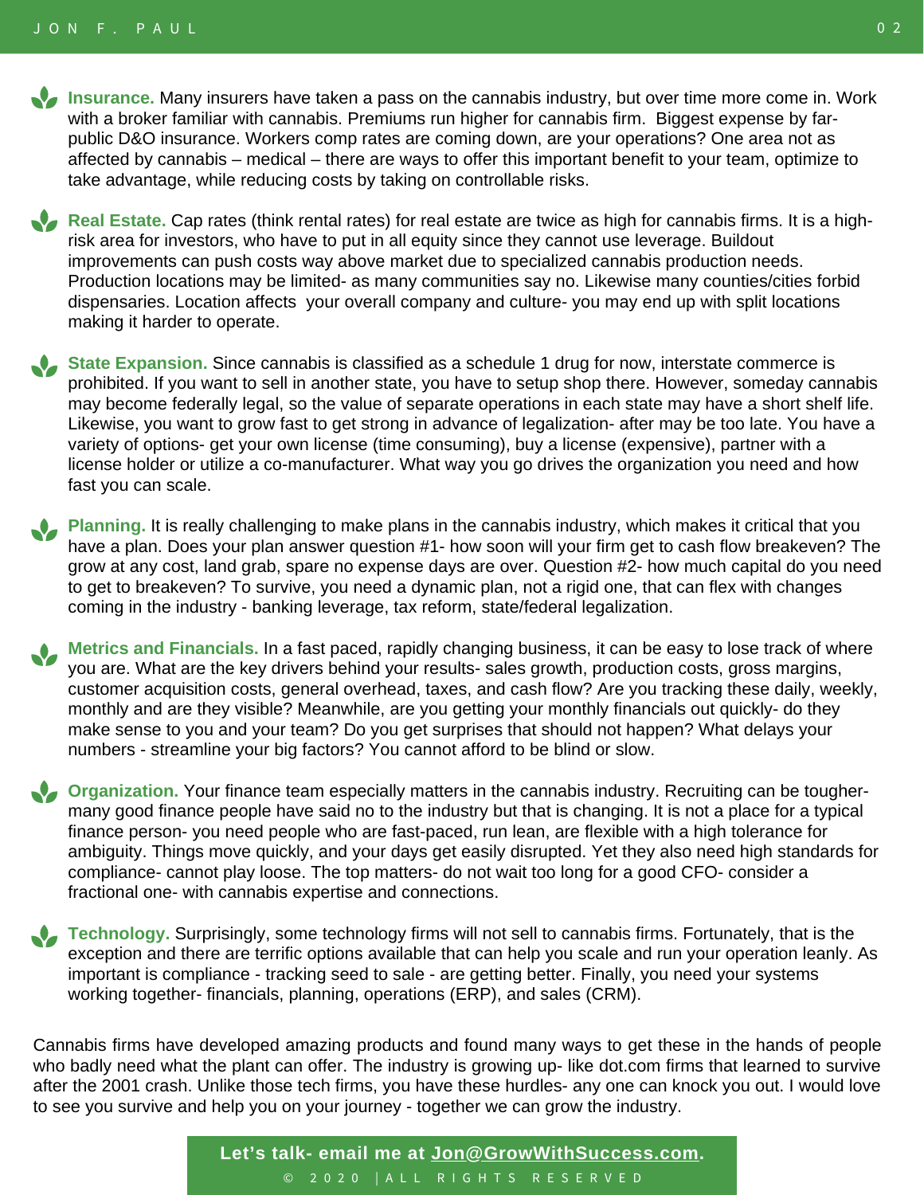- **Insurance.** Many insurers have taken a pass on the cannabis industry, but over time more come in. Work with a broker familiar with cannabis. Premiums run higher for cannabis firm. Biggest expense by far- public D&O insurance. Workers comp rates are coming down, are your operations? One area not as affected by cannabis – medical – there are ways to offer this important benefit to your team, optimize to take advantage, while reducing costs by taking on controllable risks.

- **Real Estate.** Cap rates (think rental rates) for real estate are twice as high for cannabis firms. It is a high-risk area for investors, who have to put in all equity since they cannot use leverage. Buildout improvements can push costs way above market due to specialized cannabis production needs. Production locations may be limited- as many communities say no. Likewise many counties/cities forbid dispensaries. Location affects your overall company and culture- you may end up with split locations making it harder to operate.

- **State Expansion.** Since cannabis is classified as a schedule 1 drug for now, interstate commerce is prohibited. If you want to sell in another state, you have to setup shop there. However, someday cannabis may become federally legal, so the value of separate operations in each state may have a short shelf life. Likewise, you want to grow fast to get strong in advance of legalization- after may be too late. You have a variety of options- get your own license (time consuming), buy a license (expensive), partner with a license holder or utilize a co-manufacturer. What way you go drives the organization you need and how fast you can scale.

- **Planning.** It is really challenging to make plans in the cannabis industry, which makes it critical that you have a plan. Does your plan answer question #1- how soon will your firm get to cash flow breakeven? The grow at any cost, land grab, spare no expense days are over. Question #2- how much capital do you need to get to breakeven? To survive, you need a dynamic plan, not a rigid one, that can flex with changes coming in the industry - banking leverage, tax reform, state/federal legalization.

- **Metrics and Financials.** In a fast paced, rapidly changing business, it can be easy to lose track of where you are. What are the key drivers behind your results- sales growth, production costs, gross margins, customer acquisition costs, general overhead, taxes, and cash flow? Are you tracking these daily, weekly, monthly and are they visible? Meanwhile, are you getting your monthly financials out quickly- do they make sense to you and your team? Do you get surprises that should not happen? What delays your numbers - streamline your big factors? You cannot afford to be blind or slow.

- **Organization.** Your finance team especially matters in the cannabis industry. Recruiting can be tougher- many good finance people have said no to the industry but that is changing. It is not a place for a typical finance person- you need people who are fast-paced, run lean, are flexible with a high tolerance for ambiguity. Things move quickly, and your days get easily disrupted. Yet they also need high standards for compliance- cannot play loose. The top matters- do not wait too long for a good CFO- consider a fractional one- with cannabis expertise and connections.

- **Technology.** Surprisingly, some technology firms will not sell to cannabis firms. Fortunately, that is the exception and there are terrific options available that can help you scale and run your operation leanly. As important is compliance - tracking seed to sale - are getting better. Finally, you need your systems working together- financials, planning, operations (ERP), and sales (CRM).

Cannabis firms have developed amazing products and found many ways to get these in the hands of people who badly need what the plant can offer. The industry is growing up- like dot.com firms that learned to survive after the 2001 crash. Unlike those tech firms, you have these hurdles- any one can knock you out. I would love to see you survive and help you on your journey - together we can grow the industry.

**Let's talk- email me at Jon@GrowWithSuccess.com.**

© 2020 | ALL RIGHTS RESERVED